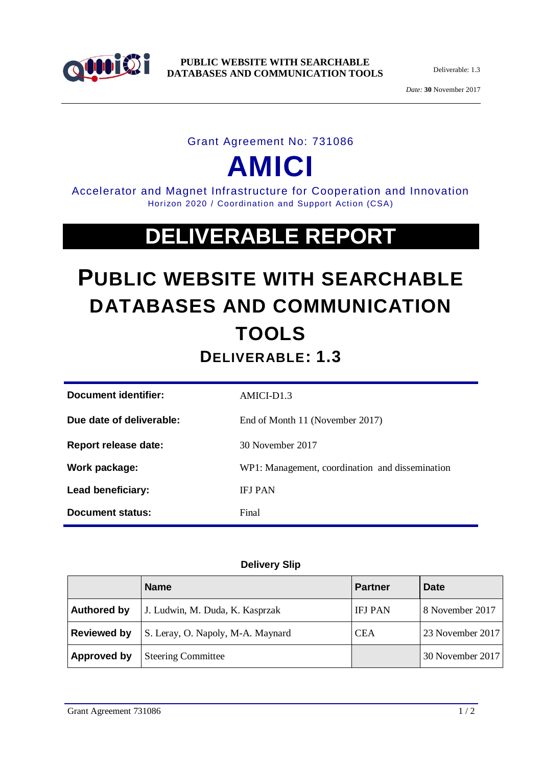Grant Agreement No: 731086

# AMICI

Accelerator and Magnet Infrastructure for Cooperation and Innovation
Horizon 2020 / Coordination and Support Action (CSA)

# DELIVERABLE REPORT

# PUBLIC WEBSITE WITH SEARCHABLE DATABASES AND COMMUNICATION TOOLS

## DELIVERABLE: 1.3

| | |
|---|---|
| **Document identifier:** | AMICI-D1.3 |
| **Due date of deliverable:** | End of Month 11 (November 2017) |
| **Report release date:** | 30 November 2017 |
| **Work package:** | WP1: Management, coordination and dissemination |
| **Lead beneficiary:** | IFJ PAN |
| **Document status:** | Final |

**Delivery Slip**

| | Name | Partner | Date |
|---|---|---|---|
| **Authored by** | J. Ludwin, M. Duda, K. Kasprzak | IFJ PAN | 8 November 2017 |
| **Reviewed by** | S. Leray, O. Napoly, M-A. Maynard | CEA | 23 November 2017 |
| **Approved by** | Steering Committee | | 30 November 2017 |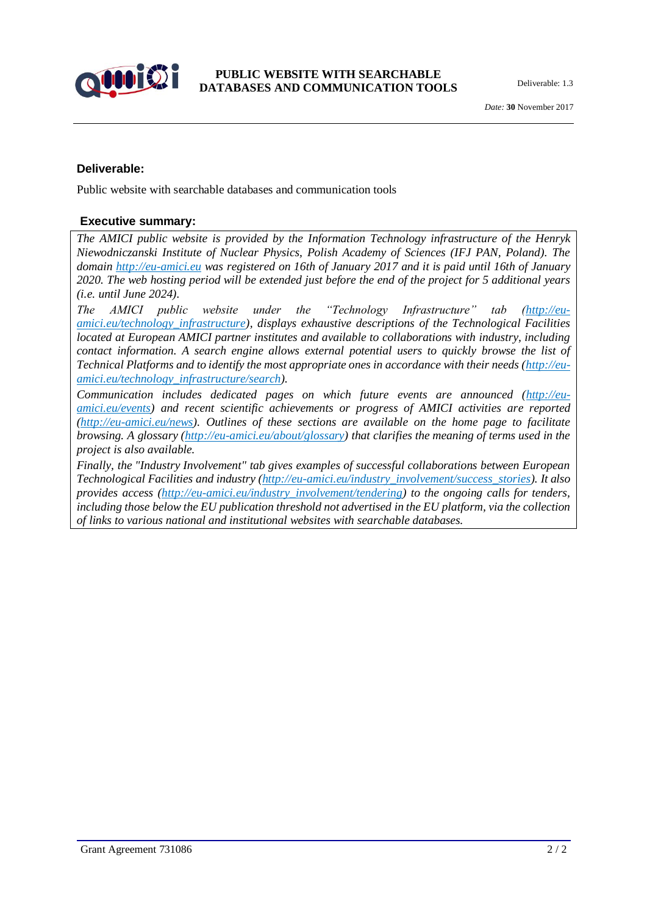**Deliverable:**

Public website with searchable databases and communication tools

**Executive summary:**

*The AMICI public website is provided by the Information Technology infrastructure of the Henryk Niewodniczanski Institute of Nuclear Physics, Polish Academy of Sciences (IFJ PAN, Poland). The domain http://eu-amici.eu was registered on 16th of January 2017 and it is paid until 16th of January 2020. The web hosting period will be extended just before the end of the project for 5 additional years (i.e. until June 2024).*

*The AMICI public website under the "Technology Infrastructure" tab (http://eu-amici.eu/technology_infrastructure), displays exhaustive descriptions of the Technological Facilities located at European AMICI partner institutes and available to collaborations with industry, including contact information. A search engine allows external potential users to quickly browse the list of Technical Platforms and to identify the most appropriate ones in accordance with their needs (http://eu-amici.eu/technology_infrastructure/search).*

*Communication includes dedicated pages on which future events are announced (http://eu-amici.eu/events) and recent scientific achievements or progress of AMICI activities are reported (http://eu-amici.eu/news). Outlines of these sections are available on the home page to facilitate browsing. A glossary (http://eu-amici.eu/about/glossary) that clarifies the meaning of terms used in the project is also available.*

*Finally, the "Industry Involvement" tab gives examples of successful collaborations between European Technological Facilities and industry (http://eu-amici.eu/industry_involvement/success_stories). It also provides access (http://eu-amici.eu/industry_involvement/tendering) to the ongoing calls for tenders, including those below the EU publication threshold not advertised in the EU platform, via the collection of links to various national and institutional websites with searchable databases.*